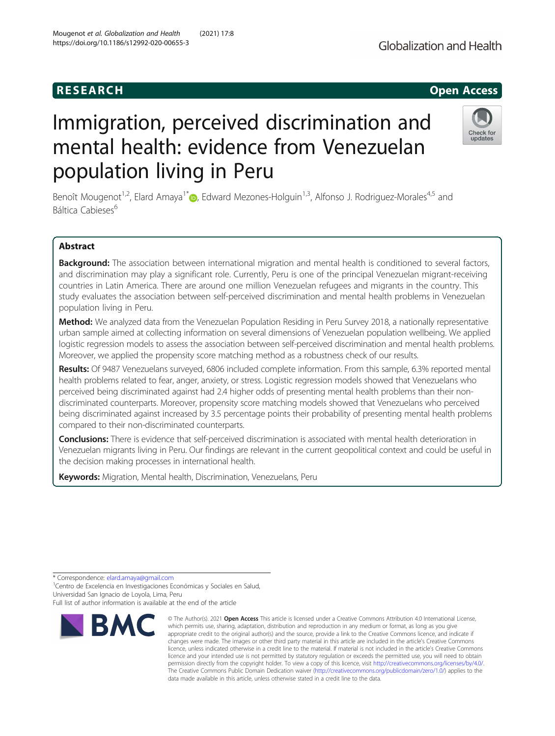RESEARCH

Open Access

# Immigration, perceived discrimination and mental health: evidence from Venezuelan population living in Peru

Benoît Mougenot[1,2], Elard Amaya[1*], Edward Mezones-Holguin[1,3], Alfonso J. Rodriguez-Morales[4,5] and Báltica Cabieses[6]

## Abstract

**Background:** The association between international migration and mental health is conditioned to several factors, and discrimination may play a significant role. Currently, Peru is one of the principal Venezuelan migrant-receiving countries in Latin America. There are around one million Venezuelan refugees and migrants in the country. This study evaluates the association between self-perceived discrimination and mental health problems in Venezuelan population living in Peru.

**Method:** We analyzed data from the Venezuelan Population Residing in Peru Survey 2018, a nationally representative urban sample aimed at collecting information on several dimensions of Venezuelan population wellbeing. We applied logistic regression models to assess the association between self-perceived discrimination and mental health problems. Moreover, we applied the propensity score matching method as a robustness check of our results.

**Results:** Of 9487 Venezuelans surveyed, 6806 included complete information. From this sample, 6.3% reported mental health problems related to fear, anger, anxiety, or stress. Logistic regression models showed that Venezuelans who perceived being discriminated against had 2.4 higher odds of presenting mental health problems than their non-discriminated counterparts. Moreover, propensity score matching models showed that Venezuelans who perceived being discriminated against increased by 3.5 percentage points their probability of presenting mental health problems compared to their non-discriminated counterparts.

**Conclusions:** There is evidence that self-perceived discrimination is associated with mental health deterioration in Venezuelan migrants living in Peru. Our findings are relevant in the current geopolitical context and could be useful in the decision making processes in international health.

**Keywords:** Migration, Mental health, Discrimination, Venezuelans, Peru

\* Correspondence: elard.amaya@gmail.com
[1]Centro de Excelencia en Investigaciones Económicas y Sociales en Salud, Universidad San Ignacio de Loyola, Lima, Peru
Full list of author information is available at the end of the article

© The Author(s). 2021 **Open Access** This article is licensed under a Creative Commons Attribution 4.0 International License, which permits use, sharing, adaptation, distribution and reproduction in any medium or format, as long as you give appropriate credit to the original author(s) and the source, provide a link to the Creative Commons licence, and indicate if changes were made. The images or other third party material in this article are included in the article's Creative Commons licence, unless indicated otherwise in a credit line to the material. If material is not included in the article's Creative Commons licence and your intended use is not permitted by statutory regulation or exceeds the permitted use, you will need to obtain permission directly from the copyright holder. To view a copy of this licence, visit http://creativecommons.org/licenses/by/4.0/. The Creative Commons Public Domain Dedication waiver (http://creativecommons.org/publicdomain/zero/1.0/) applies to the data made available in this article, unless otherwise stated in a credit line to the data.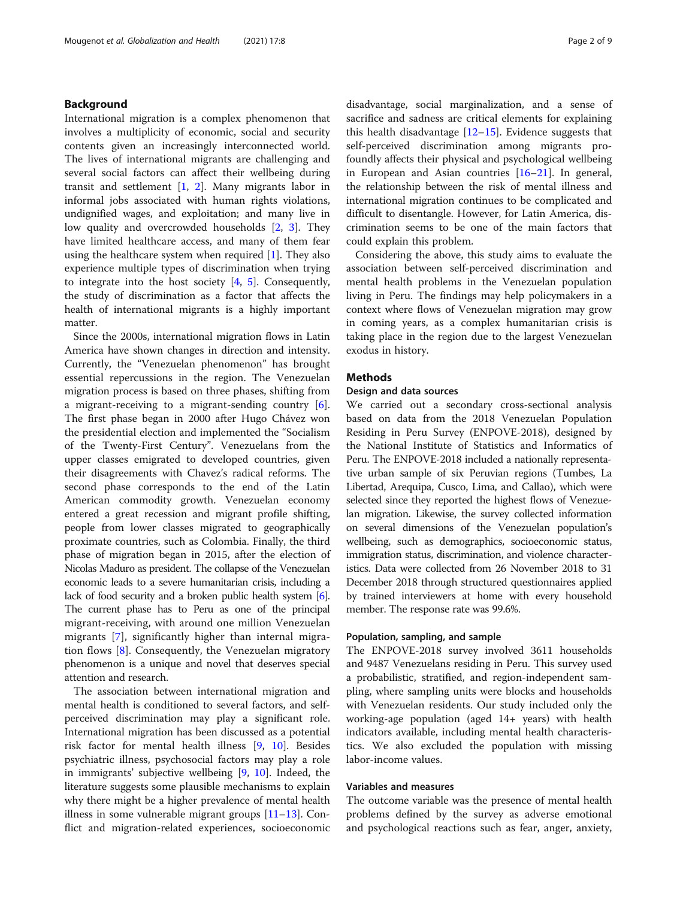## Background

International migration is a complex phenomenon that involves a multiplicity of economic, social and security contents given an increasingly interconnected world. The lives of international migrants are challenging and several social factors can affect their wellbeing during transit and settlement [1, 2]. Many migrants labor in informal jobs associated with human rights violations, undignified wages, and exploitation; and many live in low quality and overcrowded households [2, 3]. They have limited healthcare access, and many of them fear using the healthcare system when required [1]. They also experience multiple types of discrimination when trying to integrate into the host society [4, 5]. Consequently, the study of discrimination as a factor that affects the health of international migrants is a highly important matter.

Since the 2000s, international migration flows in Latin America have shown changes in direction and intensity. Currently, the "Venezuelan phenomenon" has brought essential repercussions in the region. The Venezuelan migration process is based on three phases, shifting from a migrant-receiving to a migrant-sending country [6]. The first phase began in 2000 after Hugo Chávez won the presidential election and implemented the "Socialism of the Twenty-First Century". Venezuelans from the upper classes emigrated to developed countries, given their disagreements with Chavez's radical reforms. The second phase corresponds to the end of the Latin American commodity growth. Venezuelan economy entered a great recession and migrant profile shifting, people from lower classes migrated to geographically proximate countries, such as Colombia. Finally, the third phase of migration began in 2015, after the election of Nicolas Maduro as president. The collapse of the Venezuelan economic leads to a severe humanitarian crisis, including a lack of food security and a broken public health system [6]. The current phase has to Peru as one of the principal migrant-receiving, with around one million Venezuelan migrants [7], significantly higher than internal migration flows [8]. Consequently, the Venezuelan migratory phenomenon is a unique and novel that deserves special attention and research.

The association between international migration and mental health is conditioned to several factors, and self-perceived discrimination may play a significant role. International migration has been discussed as a potential risk factor for mental health illness [9, 10]. Besides psychiatric illness, psychosocial factors may play a role in immigrants' subjective wellbeing [9, 10]. Indeed, the literature suggests some plausible mechanisms to explain why there might be a higher prevalence of mental health illness in some vulnerable migrant groups [11–13]. Conflict and migration-related experiences, socioeconomic disadvantage, social marginalization, and a sense of sacrifice and sadness are critical elements for explaining this health disadvantage [12–15]. Evidence suggests that self-perceived discrimination among migrants profoundly affects their physical and psychological wellbeing in European and Asian countries [16–21]. In general, the relationship between the risk of mental illness and international migration continues to be complicated and difficult to disentangle. However, for Latin America, discrimination seems to be one of the main factors that could explain this problem.

Considering the above, this study aims to evaluate the association between self-perceived discrimination and mental health problems in the Venezuelan population living in Peru. The findings may help policymakers in a context where flows of Venezuelan migration may grow in coming years, as a complex humanitarian crisis is taking place in the region due to the largest Venezuelan exodus in history.

## Methods

### Design and data sources

We carried out a secondary cross-sectional analysis based on data from the 2018 Venezuelan Population Residing in Peru Survey (ENPOVE-2018), designed by the National Institute of Statistics and Informatics of Peru. The ENPOVE-2018 included a nationally representative urban sample of six Peruvian regions (Tumbes, La Libertad, Arequipa, Cusco, Lima, and Callao), which were selected since they reported the highest flows of Venezuelan migration. Likewise, the survey collected information on several dimensions of the Venezuelan population's wellbeing, such as demographics, socioeconomic status, immigration status, discrimination, and violence characteristics. Data were collected from 26 November 2018 to 31 December 2018 through structured questionnaires applied by trained interviewers at home with every household member. The response rate was 99.6%.

### Population, sampling, and sample

The ENPOVE-2018 survey involved 3611 households and 9487 Venezuelans residing in Peru. This survey used a probabilistic, stratified, and region-independent sampling, where sampling units were blocks and households with Venezuelan residents. Our study included only the working-age population (aged 14+ years) with health indicators available, including mental health characteristics. We also excluded the population with missing labor-income values.

### Variables and measures

The outcome variable was the presence of mental health problems defined by the survey as adverse emotional and psychological reactions such as fear, anger, anxiety,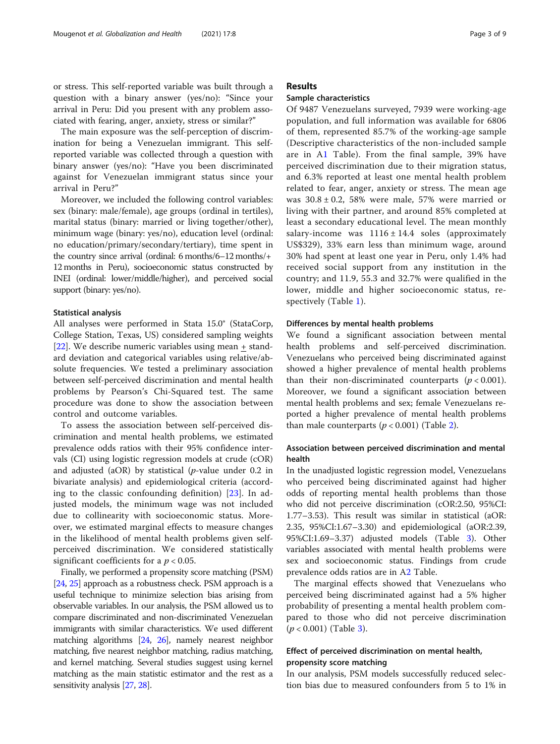or stress. This self-reported variable was built through a question with a binary answer (yes/no): "Since your arrival in Peru: Did you present with any problem associated with fearing, anger, anxiety, stress or similar?"

The main exposure was the self-perception of discrimination for being a Venezuelan immigrant. This self-reported variable was collected through a question with binary answer (yes/no): "Have you been discriminated against for Venezuelan immigrant status since your arrival in Peru?"

Moreover, we included the following control variables: sex (binary: male/female), age groups (ordinal in tertiles), marital status (binary: married or living together/other), minimum wage (binary: yes/no), education level (ordinal: no education/primary/secondary/tertiary), time spent in the country since arrival (ordinal: 6 months/6–12 months/+ 12 months in Peru), socioeconomic status constructed by INEI (ordinal: lower/middle/higher), and perceived social support (binary: yes/no).

### Statistical analysis

All analyses were performed in Stata 15.0® (StataCorp, College Station, Texas, US) considered sampling weights [22]. We describe numeric variables using mean ± standard deviation and categorical variables using relative/absolute frequencies. We tested a preliminary association between self-perceived discrimination and mental health problems by Pearson's Chi-Squared test. The same procedure was done to show the association between control and outcome variables.

To assess the association between self-perceived discrimination and mental health problems, we estimated prevalence odds ratios with their 95% confidence intervals (CI) using logistic regression models at crude (cOR) and adjusted (aOR) by statistical ($p$-value under 0.2 in bivariate analysis) and epidemiological criteria (according to the classic confounding definition) [23]. In adjusted models, the minimum wage was not included due to collinearity with socioeconomic status. Moreover, we estimated marginal effects to measure changes in the likelihood of mental health problems given self-perceived discrimination. We considered statistically significant coefficients for a $p < 0.05$.

Finally, we performed a propensity score matching (PSM) [24, 25] approach as a robustness check. PSM approach is a useful technique to minimize selection bias arising from observable variables. In our analysis, the PSM allowed us to compare discriminated and non-discriminated Venezuelan immigrants with similar characteristics. We used different matching algorithms [24, 26], namely nearest neighbor matching, five nearest neighbor matching, radius matching, and kernel matching. Several studies suggest using kernel matching as the main statistic estimator and the rest as a sensitivity analysis [27, 28].

## Results

### Sample characteristics

Of 9487 Venezuelans surveyed, 7939 were working-age population, and full information was available for 6806 of them, represented 85.7% of the working-age sample (Descriptive characteristics of the non-included sample are in A1 Table). From the final sample, 39% have perceived discrimination due to their migration status, and 6.3% reported at least one mental health problem related to fear, anger, anxiety or stress. The mean age was 30.8 ± 0.2, 58% were male, 57% were married or living with their partner, and around 85% completed at least a secondary educational level. The mean monthly salary-income was 1116 ± 14.4 soles (approximately US$329), 33% earn less than minimum wage, around 30% had spent at least one year in Peru, only 1.4% had received social support from any institution in the country; and 11.9, 55.3 and 32.7% were qualified in the lower, middle and higher socioeconomic status, respectively (Table 1).

### Differences by mental health problems

We found a significant association between mental health problems and self-perceived discrimination. Venezuelans who perceived being discriminated against showed a higher prevalence of mental health problems than their non-discriminated counterparts ($p < 0.001$). Moreover, we found a significant association between mental health problems and sex; female Venezuelans reported a higher prevalence of mental health problems than male counterparts ($p < 0.001$) (Table 2).

### Association between perceived discrimination and mental health

In the unadjusted logistic regression model, Venezuelans who perceived being discriminated against had higher odds of reporting mental health problems than those who did not perceive discrimination (cOR:2.50, 95%CI: 1.77–3.53). This result was similar in statistical (aOR: 2.35, 95%CI:1.67–3.30) and epidemiological (aOR:2.39, 95%CI:1.69–3.37) adjusted models (Table 3). Other variables associated with mental health problems were sex and socioeconomic status. Findings from crude prevalence odds ratios are in A2 Table.

The marginal effects showed that Venezuelans who perceived being discriminated against had a 5% higher probability of presenting a mental health problem compared to those who did not perceive discrimination ($p < 0.001$) (Table 3).

### Effect of perceived discrimination on mental health, propensity score matching

In our analysis, PSM models successfully reduced selection bias due to measured confounders from 5 to 1% in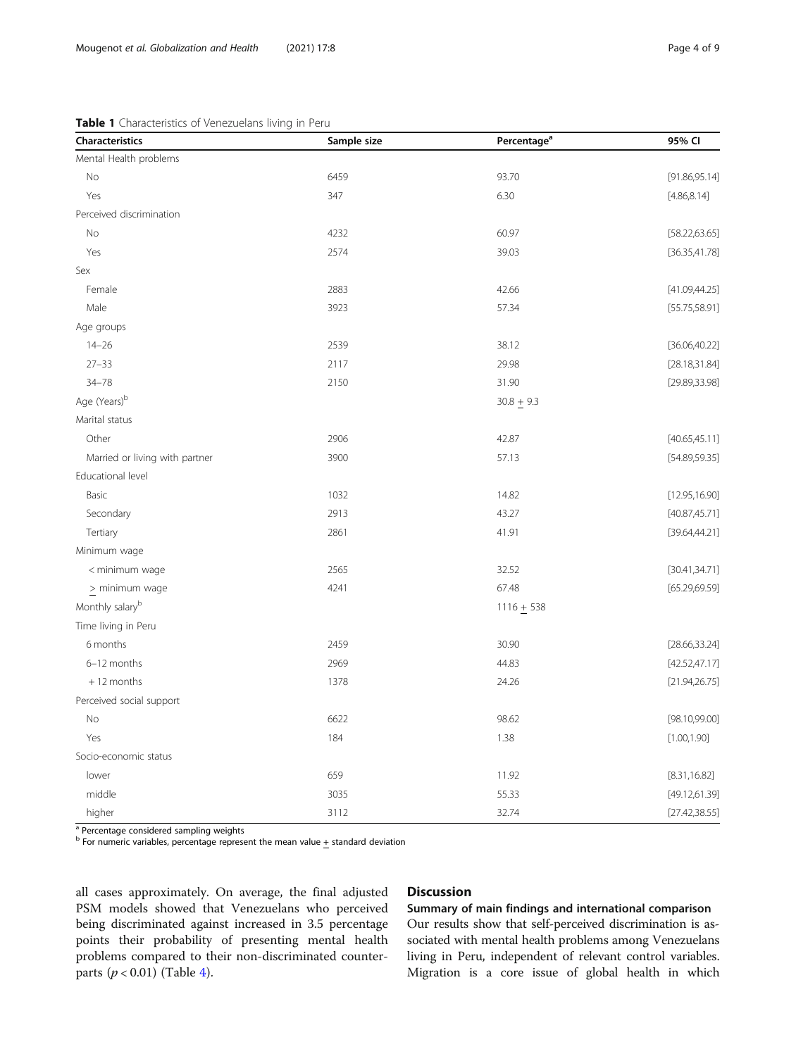**Table 1** Characteristics of Venezuelans living in Peru

| Characteristics | Sample size | Percentage[a] | 95% CI |
|---|---|---|---|
| Mental Health problems | | | |
| No | 6459 | 93.70 | [91.86,95.14] |
| Yes | 347 | 6.30 | [4.86,8.14] |
| Perceived discrimination | | | |
| No | 4232 | 60.97 | [58.22,63.65] |
| Yes | 2574 | 39.03 | [36.35,41.78] |
| Sex | | | |
| Female | 2883 | 42.66 | [41.09,44.25] |
| Male | 3923 | 57.34 | [55.75,58.91] |
| Age groups | | | |
| 14–26 | 2539 | 38.12 | [36.06,40.22] |
| 27–33 | 2117 | 29.98 | [28.18,31.84] |
| 34–78 | 2150 | 31.90 | [29.89,33.98] |
| Age (Years)[b] | | $30.8 \pm 9.3$ | |
| Marital status | | | |
| Other | 2906 | 42.87 | [40.65,45.11] |
| Married or living with partner | 3900 | 57.13 | [54.89,59.35] |
| Educational level | | | |
| Basic | 1032 | 14.82 | [12.95,16.90] |
| Secondary | 2913 | 43.27 | [40.87,45.71] |
| Tertiary | 2861 | 41.91 | [39.64,44.21] |
| Minimum wage | | | |
| < minimum wage | 2565 | 32.52 | [30.41,34.71] |
| $\geq$ minimum wage | 4241 | 67.48 | [65.29,69.59] |
| Monthly salary[b] | | $1116 \pm 538$ | |
| Time living in Peru | | | |
| 6 months | 2459 | 30.90 | [28.66,33.24] |
| 6–12 months | 2969 | 44.83 | [42.52,47.17] |
| + 12 months | 1378 | 24.26 | [21.94,26.75] |
| Perceived social support | | | |
| No | 6622 | 98.62 | [98.10,99.00] |
| Yes | 184 | 1.38 | [1.00,1.90] |
| Socio-economic status | | | |
| lower | 659 | 11.92 | [8.31,16.82] |
| middle | 3035 | 55.33 | [49.12,61.39] |
| higher | 3112 | 32.74 | [27.42,38.55] |

[a] Percentage considered sampling weights
[b] For numeric variables, percentage represent the mean value $\pm$ standard deviation

all cases approximately. On average, the final adjusted PSM models showed that Venezuelans who perceived being discriminated against increased in 3.5 percentage points their probability of presenting mental health problems compared to their non-discriminated counterparts ($p < 0.01$) (Table 4).

## Discussion

### Summary of main findings and international comparison

Our results show that self-perceived discrimination is associated with mental health problems among Venezuelans living in Peru, independent of relevant control variables. Migration is a core issue of global health in which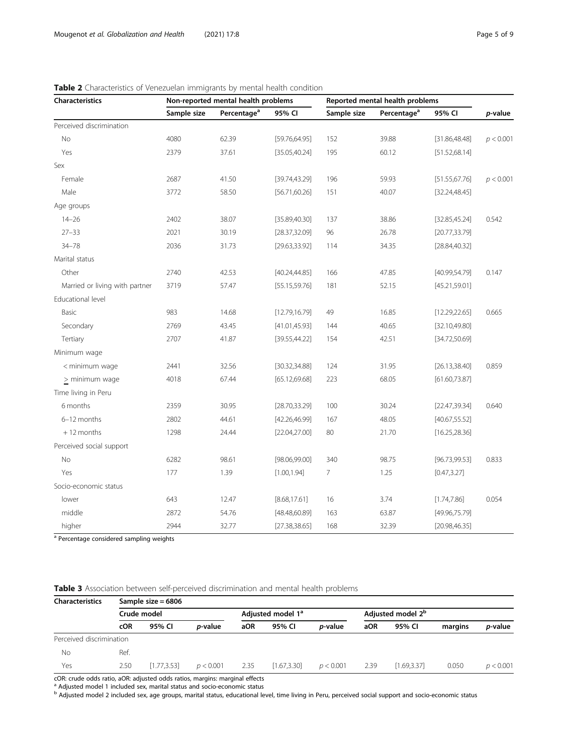**Table 2** Characteristics of Venezuelan immigrants by mental health condition

| Characteristics | Non-reported mental health problems | | | Reported mental health problems | | | |
|---|---|---|---|---|---|---|---|
| | Sample size | Percentage[a] | 95% CI | Sample size | Percentage[a] | 95% CI | *p*-value |
| Perceived discrimination | | | | | | | |
| No | 4080 | 62.39 | [59.76,64.95] | 152 | 39.88 | [31.86,48.48] | $p < 0.001$ |
| Yes | 2379 | 37.61 | [35.05,40.24] | 195 | 60.12 | [51.52,68.14] | |
| Sex | | | | | | | |
| Female | 2687 | 41.50 | [39.74,43.29] | 196 | 59.93 | [51.55,67.76] | $p < 0.001$ |
| Male | 3772 | 58.50 | [56.71,60.26] | 151 | 40.07 | [32.24,48.45] | |
| Age groups | | | | | | | |
| 14–26 | 2402 | 38.07 | [35.89,40.30] | 137 | 38.86 | [32.85,45.24] | 0.542 |
| 27–33 | 2021 | 30.19 | [28.37,32.09] | 96 | 26.78 | [20.77,33.79] | |
| 34–78 | 2036 | 31.73 | [29.63,33.92] | 114 | 34.35 | [28.84,40.32] | |
| Marital status | | | | | | | |
| Other | 2740 | 42.53 | [40.24,44.85] | 166 | 47.85 | [40.99,54.79] | 0.147 |
| Married or living with partner | 3719 | 57.47 | [55.15,59.76] | 181 | 52.15 | [45.21,59.01] | |
| Educational level | | | | | | | |
| Basic | 983 | 14.68 | [12.79,16.79] | 49 | 16.85 | [12.29,22.65] | 0.665 |
| Secondary | 2769 | 43.45 | [41.01,45.93] | 144 | 40.65 | [32.10,49.80] | |
| Tertiary | 2707 | 41.87 | [39.55,44.22] | 154 | 42.51 | [34.72,50.69] | |
| Minimum wage | | | | | | | |
| < minimum wage | 2441 | 32.56 | [30.32,34.88] | 124 | 31.95 | [26.13,38.40] | 0.859 |
| ≥ minimum wage | 4018 | 67.44 | [65.12,69.68] | 223 | 68.05 | [61.60,73.87] | |
| Time living in Peru | | | | | | | |
| 6 months | 2359 | 30.95 | [28.70,33.29] | 100 | 30.24 | [22.47,39.34] | 0.640 |
| 6–12 months | 2802 | 44.61 | [42.26,46.99] | 167 | 48.05 | [40.67,55.52] | |
| + 12 months | 1298 | 24.44 | [22.04,27.00] | 80 | 21.70 | [16.25,28.36] | |
| Perceived social support | | | | | | | |
| No | 6282 | 98.61 | [98.06,99.00] | 340 | 98.75 | [96.73,99.53] | 0.833 |
| Yes | 177 | 1.39 | [1.00,1.94] | 7 | 1.25 | [0.47,3.27] | |
| Socio-economic status | | | | | | | |
| lower | 643 | 12.47 | [8.68,17.61] | 16 | 3.74 | [1.74,7.86] | 0.054 |
| middle | 2872 | 54.76 | [48.48,60.89] | 163 | 63.87 | [49.96,75.79] | |
| higher | 2944 | 32.77 | [27.38,38.65] | 168 | 32.39 | [20.98,46.35] | |

[a] Percentage considered sampling weights

**Table 3** Association between self-perceived discrimination and mental health problems

| Characteristics | Sample size = 6806 | | | | | | | | | |
|---|---|---|---|---|---|---|---|---|---|---|
| | Crude model | | | Adjusted model 1[a] | | | Adjusted model 2[b] | | | |
| | cOR | 95% CI | *p*-value | aOR | 95% CI | *p*-value | aOR | 95% CI | margins | *p*-value |
| Perceived discrimination | | | | | | | | | | |
| No | Ref. | | | | | | | | | |
| Yes | 2.50 | [1.77,3.53] | $p < 0.001$ | 2.35 | [1.67,3.30] | $p < 0.001$ | 2.39 | [1.69,3.37] | 0.050 | $p < 0.001$ |

cOR: crude odds ratio, aOR: adjusted odds ratios, margins: marginal effects

[a] Adjusted model 1 included sex, marital status and socio-economic status

[b] Adjusted model 2 included sex, age groups, marital status, educational level, time living in Peru, perceived social support and socio-economic status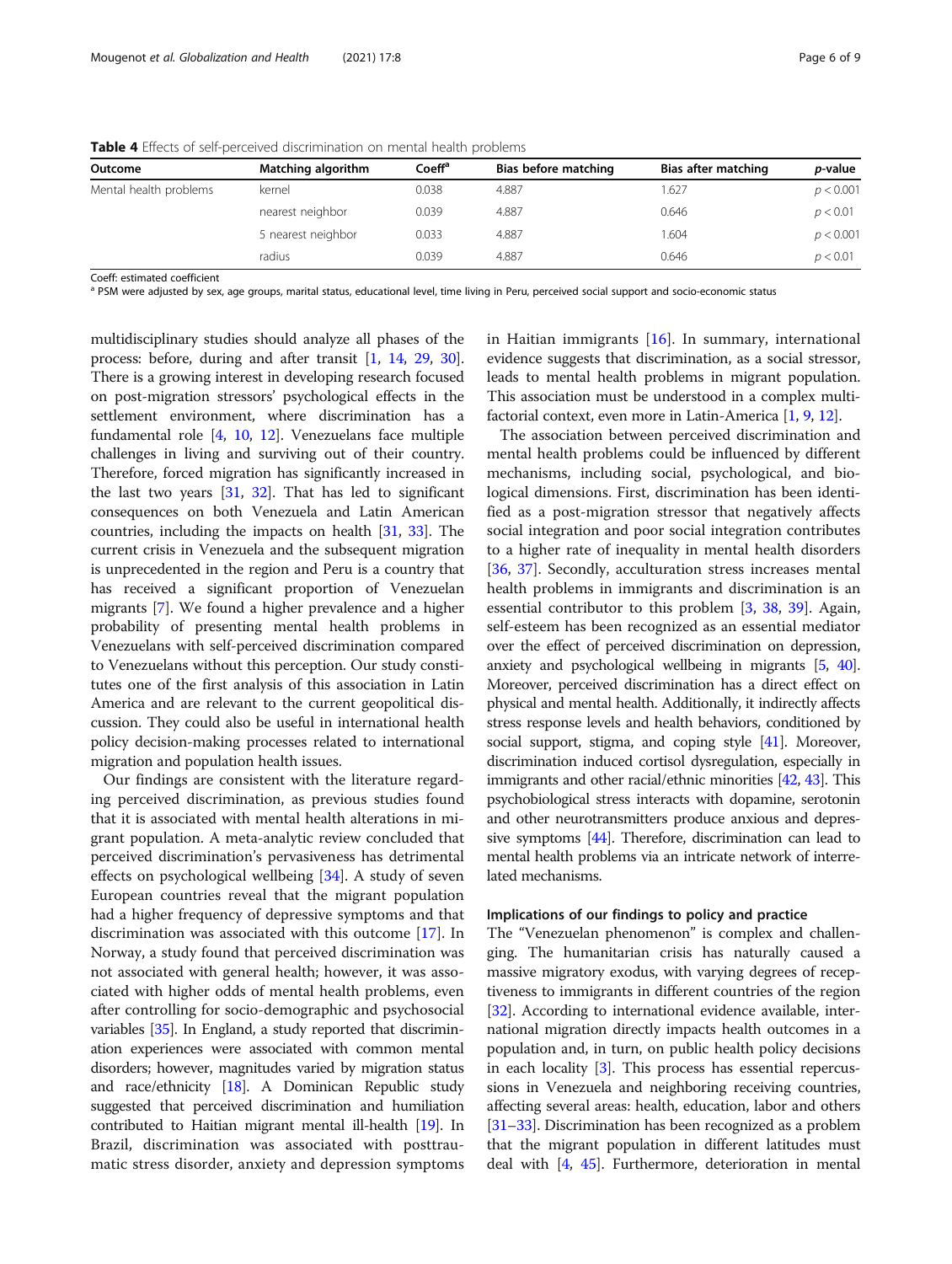**Table 4** Effects of self-perceived discrimination on mental health problems

| Outcome | Matching algorithm | Coeff[a] | Bias before matching | Bias after matching | *p*-value |
|---|---|---|---|---|---|
| Mental health problems | kernel | 0.038 | 4.887 | 1.627 | $p < 0.001$ |
| | nearest neighbor | 0.039 | 4.887 | 0.646 | $p < 0.01$ |
| | 5 nearest neighbor | 0.033 | 4.887 | 1.604 | $p < 0.001$ |
| | radius | 0.039 | 4.887 | 0.646 | $p < 0.01$ |

Coeff: estimated coefficient
[a] PSM were adjusted by sex, age groups, marital status, educational level, time living in Peru, perceived social support and socio-economic status

multidisciplinary studies should analyze all phases of the process: before, during and after transit [1, 14, 29, 30]. There is a growing interest in developing research focused on post-migration stressors' psychological effects in the settlement environment, where discrimination has a fundamental role [4, 10, 12]. Venezuelans face multiple challenges in living and surviving out of their country. Therefore, forced migration has significantly increased in the last two years [31, 32]. That has led to significant consequences on both Venezuela and Latin American countries, including the impacts on health [31, 33]. The current crisis in Venezuela and the subsequent migration is unprecedented in the region and Peru is a country that has received a significant proportion of Venezuelan migrants [7]. We found a higher prevalence and a higher probability of presenting mental health problems in Venezuelans with self-perceived discrimination compared to Venezuelans without this perception. Our study constitutes one of the first analysis of this association in Latin America and are relevant to the current geopolitical discussion. They could also be useful in international health policy decision-making processes related to international migration and population health issues.

Our findings are consistent with the literature regarding perceived discrimination, as previous studies found that it is associated with mental health alterations in migrant population. A meta-analytic review concluded that perceived discrimination's pervasiveness has detrimental effects on psychological wellbeing [34]. A study of seven European countries reveal that the migrant population had a higher frequency of depressive symptoms and that discrimination was associated with this outcome [17]. In Norway, a study found that perceived discrimination was not associated with general health; however, it was associated with higher odds of mental health problems, even after controlling for socio-demographic and psychosocial variables [35]. In England, a study reported that discrimination experiences were associated with common mental disorders; however, magnitudes varied by migration status and race/ethnicity [18]. A Dominican Republic study suggested that perceived discrimination and humiliation contributed to Haitian migrant mental ill-health [19]. In Brazil, discrimination was associated with posttraumatic stress disorder, anxiety and depression symptoms in Haitian immigrants [16]. In summary, international evidence suggests that discrimination, as a social stressor, leads to mental health problems in migrant population. This association must be understood in a complex multifactorial context, even more in Latin-America [1, 9, 12].

The association between perceived discrimination and mental health problems could be influenced by different mechanisms, including social, psychological, and biological dimensions. First, discrimination has been identified as a post-migration stressor that negatively affects social integration and poor social integration contributes to a higher rate of inequality in mental health disorders [36, 37]. Secondly, acculturation stress increases mental health problems in immigrants and discrimination is an essential contributor to this problem [3, 38, 39]. Again, self-esteem has been recognized as an essential mediator over the effect of perceived discrimination on depression, anxiety and psychological wellbeing in migrants [5, 40]. Moreover, perceived discrimination has a direct effect on physical and mental health. Additionally, it indirectly affects stress response levels and health behaviors, conditioned by social support, stigma, and coping style [41]. Moreover, discrimination induced cortisol dysregulation, especially in immigrants and other racial/ethnic minorities [42, 43]. This psychobiological stress interacts with dopamine, serotonin and other neurotransmitters produce anxious and depressive symptoms [44]. Therefore, discrimination can lead to mental health problems via an intricate network of interrelated mechanisms.

### Implications of our findings to policy and practice

The "Venezuelan phenomenon" is complex and challenging. The humanitarian crisis has naturally caused a massive migratory exodus, with varying degrees of receptiveness to immigrants in different countries of the region [32]. According to international evidence available, international migration directly impacts health outcomes in a population and, in turn, on public health policy decisions in each locality [3]. This process has essential repercussions in Venezuela and neighboring receiving countries, affecting several areas: health, education, labor and others [31–33]. Discrimination has been recognized as a problem that the migrant population in different latitudes must deal with [4, 45]. Furthermore, deterioration in mental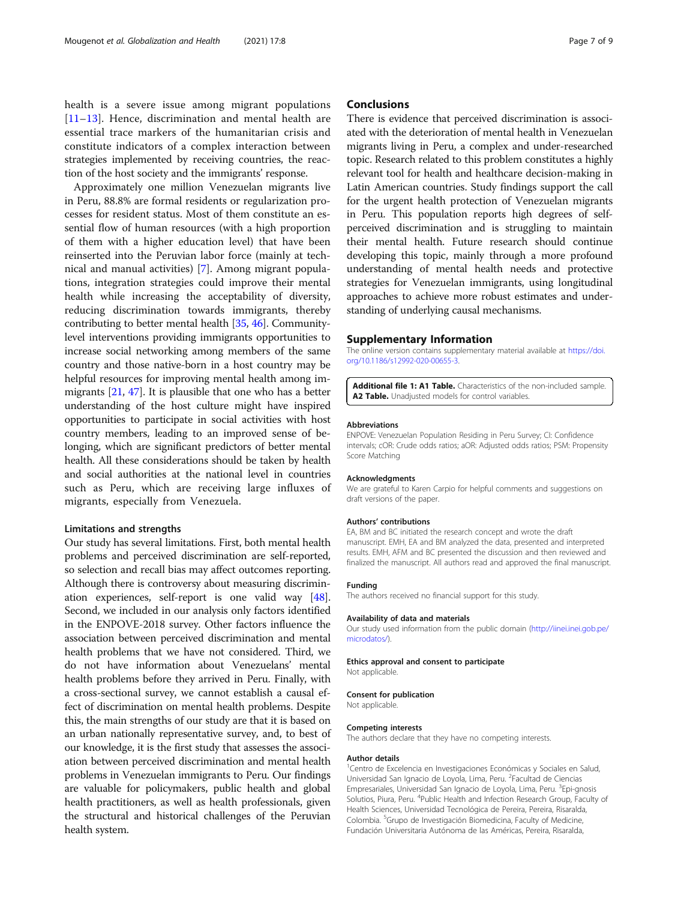health is a severe issue among migrant populations [11–13]. Hence, discrimination and mental health are essential trace markers of the humanitarian crisis and constitute indicators of a complex interaction between strategies implemented by receiving countries, the reaction of the host society and the immigrants' response.

Approximately one million Venezuelan migrants live in Peru, 88.8% are formal residents or regularization processes for resident status. Most of them constitute an essential flow of human resources (with a high proportion of them with a higher education level) that have been reinserted into the Peruvian labor force (mainly at technical and manual activities) [7]. Among migrant populations, integration strategies could improve their mental health while increasing the acceptability of diversity, reducing discrimination towards immigrants, thereby contributing to better mental health [35, 46]. Community-level interventions providing immigrants opportunities to increase social networking among members of the same country and those native-born in a host country may be helpful resources for improving mental health among immigrants [21, 47]. It is plausible that one who has a better understanding of the host culture might have inspired opportunities to participate in social activities with host country members, leading to an improved sense of belonging, which are significant predictors of better mental health. All these considerations should be taken by health and social authorities at the national level in countries such as Peru, which are receiving large influxes of migrants, especially from Venezuela.

### Limitations and strengths

Our study has several limitations. First, both mental health problems and perceived discrimination are self-reported, so selection and recall bias may affect outcomes reporting. Although there is controversy about measuring discrimination experiences, self-report is one valid way [48]. Second, we included in our analysis only factors identified in the ENPOVE-2018 survey. Other factors influence the association between perceived discrimination and mental health problems that we have not considered. Third, we do not have information about Venezuelans' mental health problems before they arrived in Peru. Finally, with a cross-sectional survey, we cannot establish a causal effect of discrimination on mental health problems. Despite this, the main strengths of our study are that it is based on an urban nationally representative survey, and, to best of our knowledge, it is the first study that assesses the association between perceived discrimination and mental health problems in Venezuelan immigrants to Peru. Our findings are valuable for policymakers, public health and global health practitioners, as well as health professionals, given the structural and historical challenges of the Peruvian health system.

## Conclusions

There is evidence that perceived discrimination is associated with the deterioration of mental health in Venezuelan migrants living in Peru, a complex and under-researched topic. Research related to this problem constitutes a highly relevant tool for health and healthcare decision-making in Latin American countries. Study findings support the call for the urgent health protection of Venezuelan migrants in Peru. This population reports high degrees of self-perceived discrimination and is struggling to maintain their mental health. Future research should continue developing this topic, mainly through a more profound understanding of mental health needs and protective strategies for Venezuelan immigrants, using longitudinal approaches to achieve more robust estimates and understanding of underlying causal mechanisms.

## Supplementary Information

The online version contains supplementary material available at https://doi.org/10.1186/s12992-020-00655-3.

**Additional file 1: A1 Table.** Characteristics of the non-included sample. **A2 Table.** Unadjusted models for control variables.

#### Abbreviations

ENPOVE: Venezuelan Population Residing in Peru Survey; CI: Confidence intervals; cOR: Crude odds ratios; aOR: Adjusted odds ratios; PSM: Propensity Score Matching

#### Acknowledgments

We are grateful to Karen Carpio for helpful comments and suggestions on draft versions of the paper.

#### Authors' contributions

EA, BM and BC initiated the research concept and wrote the draft manuscript. EMH, EA and BM analyzed the data, presented and interpreted results. EMH, AFM and BC presented the discussion and then reviewed and finalized the manuscript. All authors read and approved the final manuscript.

#### Funding

The authors received no financial support for this study.

#### Availability of data and materials

Our study used information from the public domain (http://iinei.inei.gob.pe/microdatos/).

#### Ethics approval and consent to participate

Not applicable.

#### Consent for publication

Not applicable.

#### Competing interests

The authors declare that they have no competing interests.

#### Author details

[1]Centro de Excelencia en Investigaciones Económicas y Sociales en Salud, Universidad San Ignacio de Loyola, Lima, Peru. [2]Facultad de Ciencias Empresariales, Universidad San Ignacio de Loyola, Lima, Peru. [3]Epi-gnosis Solutios, Piura, Peru. [4]Public Health and Infection Research Group, Faculty of Health Sciences, Universidad Tecnológica de Pereira, Pereira, Risaralda, Colombia. [5]Grupo de Investigación Biomedicina, Faculty of Medicine, Fundación Universitaria Autónoma de las Américas, Pereira, Risaralda,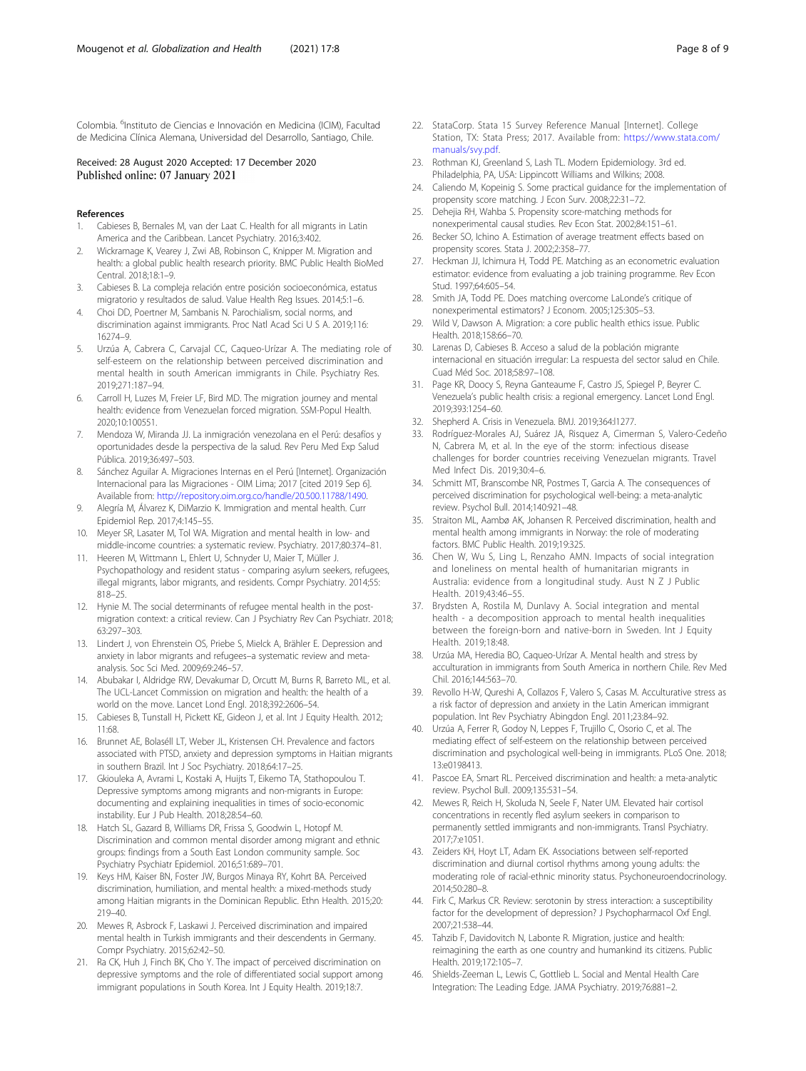Colombia. [6]Instituto de Ciencias e Innovación en Medicina (ICIM), Facultad de Medicina Clínica Alemana, Universidad del Desarrollo, Santiago, Chile.

Received: 28 August 2020 Accepted: 17 December 2020
Published online: 07 January 2021

## References

1. Cabieses B, Bernales M, van der Laat C. Health for all migrants in Latin America and the Caribbean. Lancet Psychiatry. 2016;3:402.
2. Wickramage K, Vearey J, Zwi AB, Robinson C, Knipper M. Migration and health: a global public health research priority. BMC Public Health BioMed Central. 2018;18:1–9.
3. Cabieses B. La compleja relación entre posición socioeconómica, estatus migratorio y resultados de salud. Value Health Reg Issues. 2014;5:1–6.
4. Choi DD, Poertner M, Sambanis N. Parochialism, social norms, and discrimination against immigrants. Proc Natl Acad Sci U S A. 2019;116: 16274–9.
5. Urzúa A, Cabrera C, Carvajal CC, Caqueo-Urízar A. The mediating role of self-esteem on the relationship between perceived discrimination and mental health in south American immigrants in Chile. Psychiatry Res. 2019;271:187–94.
6. Carroll H, Luzes M, Freier LF, Bird MD. The migration journey and mental health: evidence from Venezuelan forced migration. SSM-Popul Health. 2020;10:100551.
7. Mendoza W, Miranda JJ. La inmigración venezolana en el Perú: desafíos y oportunidades desde la perspectiva de la salud. Rev Peru Med Exp Salud Pública. 2019;36:497–503.
8. Sánchez Aguilar A. Migraciones Internas en el Perú [Internet]. Organización Internacional para las Migraciones - OIM Lima; 2017 [cited 2019 Sep 6]. Available from: http://repository.oim.org.co/handle/20.500.11788/1490.
9. Alegría M, Álvarez K, DiMarzio K. Immigration and mental health. Curr Epidemiol Rep. 2017;4:145–55.
10. Meyer SR, Lasater M, Tol WA. Migration and mental health in low- and middle-income countries: a systematic review. Psychiatry. 2017;80:374–81.
11. Heeren M, Wittmann L, Ehlert U, Schnyder U, Maier T, Müller J. Psychopathology and resident status - comparing asylum seekers, refugees, illegal migrants, labor migrants, and residents. Compr Psychiatry. 2014;55: 818–25.
12. Hynie M. The social determinants of refugee mental health in the post-migration context: a critical review. Can J Psychiatry Rev Can Psychiatr. 2018; 63:297–303.
13. Lindert J, von Ehrenstein OS, Priebe S, Mielck A, Brähler E. Depression and anxiety in labor migrants and refugees–a systematic review and meta-analysis. Soc Sci Med. 2009;69:246–57.
14. Abubakar I, Aldridge RW, Devakumar D, Orcutt M, Burns R, Barreto ML, et al. The UCL-Lancet Commission on migration and health: the health of a world on the move. Lancet Lond Engl. 2018;392:2606–54.
15. Cabieses B, Tunstall H, Pickett KE, Gideon J, et al. Int J Equity Health. 2012; 11:68.
16. Brunnet AE, Bolasséll LT, Weber JL, Kristensen CH. Prevalence and factors associated with PTSD, anxiety and depression symptoms in Haitian migrants in southern Brazil. Int J Soc Psychiatry. 2018;64:17–25.
17. Gkiouleka A, Avrami L, Kostaki A, Huijts T, Eikemo TA, Stathopoulou T. Depressive symptoms among migrants and non-migrants in Europe: documenting and explaining inequalities in times of socio-economic instability. Eur J Pub Health. 2018;28:54–60.
18. Hatch SL, Gazard B, Williams DR, Frissa S, Goodwin L, Hotopf M. Discrimination and common mental disorder among migrant and ethnic groups: findings from a South East London community sample. Soc Psychiatry Psychiatr Epidemiol. 2016;51:689–701.
19. Keys HM, Kaiser BN, Foster JW, Burgos Minaya RY, Kohrt BA. Perceived discrimination, humiliation, and mental health: a mixed-methods study among Haitian migrants in the Dominican Republic. Ethn Health. 2015;20: 219–40.
20. Mewes R, Asbrock F, Laskawi J. Perceived discrimination and impaired mental health in Turkish immigrants and their descendents in Germany. Compr Psychiatry. 2015;62:42–50.
21. Ra CK, Huh J, Finch BK, Cho Y. The impact of perceived discrimination on depressive symptoms and the role of differentiated social support among immigrant populations in South Korea. Int J Equity Health. 2019;18:7.
22. StataCorp. Stata 15 Survey Reference Manual [Internet]. College Station, TX: Stata Press; 2017. Available from: https://www.stata.com/manuals/svy.pdf.
23. Rothman KJ, Greenland S, Lash TL. Modern Epidemiology. 3rd ed. Philadelphia, PA, USA: Lippincott Williams and Wilkins; 2008.
24. Caliendo M, Kopeinig S. Some practical guidance for the implementation of propensity score matching. J Econ Surv. 2008;22:31–72.
25. Dehejia RH, Wahba S. Propensity score-matching methods for nonexperimental causal studies. Rev Econ Stat. 2002;84:151–61.
26. Becker SO, Ichino A. Estimation of average treatment effects based on propensity scores. Stata J. 2002;2:358–77.
27. Heckman JJ, Ichimura H, Todd PE. Matching as an econometric evaluation estimator: evidence from evaluating a job training programme. Rev Econ Stud. 1997;64:605–54.
28. Smith JA, Todd PE. Does matching overcome LaLonde's critique of nonexperimental estimators? J Econom. 2005;125:305–53.
29. Wild V, Dawson A. Migration: a core public health ethics issue. Public Health. 2018;158:66–70.
30. Larenas D, Cabieses B. Acceso a salud de la población migrante internacional en situación irregular: La respuesta del sector salud en Chile. Cuad Méd Soc. 2018;58:97–108.
31. Page KR, Doocy S, Reyna Ganteaume F, Castro JS, Spiegel P, Beyrer C. Venezuela's public health crisis: a regional emergency. Lancet Lond Engl. 2019;393:1254–60.
32. Shepherd A. Crisis in Venezuela. BMJ. 2019;364:l1277.
33. Rodríguez-Morales AJ, Suárez JA, Risquez A, Cimerman S, Valero-Cedeño N, Cabrera M, et al. In the eye of the storm: infectious disease challenges for border countries receiving Venezuelan migrants. Travel Med Infect Dis. 2019;30:4–6.
34. Schmitt MT, Branscombe NR, Postmes T, Garcia A. The consequences of perceived discrimination for psychological well-being: a meta-analytic review. Psychol Bull. 2014;140:921–48.
35. Straiton ML, Aambø AK, Johansen R. Perceived discrimination, health and mental health among immigrants in Norway: the role of moderating factors. BMC Public Health. 2019;19:325.
36. Chen W, Wu S, Ling L, Renzaho AMN. Impacts of social integration and loneliness on mental health of humanitarian migrants in Australia: evidence from a longitudinal study. Aust N Z J Public Health. 2019;43:46–55.
37. Brydsten A, Rostila M, Dunlavy A. Social integration and mental health - a decomposition approach to mental health inequalities between the foreign-born and native-born in Sweden. Int J Equity Health. 2019;18:48.
38. Urzúa MA, Heredia BO, Caqueo-Urízar A. Mental health and stress by acculturation in immigrants from South America in northern Chile. Rev Med Chil. 2016;144:563–70.
39. Revollo H-W, Qureshi A, Collazos F, Valero S, Casas M. Acculturative stress as a risk factor of depression and anxiety in the Latin American immigrant population. Int Rev Psychiatry Abingdon Engl. 2011;23:84–92.
40. Urzúa A, Ferrer R, Godoy N, Leppes F, Trujillo C, Osorio C, et al. The mediating effect of self-esteem on the relationship between perceived discrimination and psychological well-being in immigrants. PLoS One. 2018; 13:e0198413.
41. Pascoe EA, Smart RL. Perceived discrimination and health: a meta-analytic review. Psychol Bull. 2009;135:531–54.
42. Mewes R, Reich H, Skoluda N, Seele F, Nater UM. Elevated hair cortisol concentrations in recently fled asylum seekers in comparison to permanently settled immigrants and non-immigrants. Transl Psychiatry. 2017;7:e1051.
43. Zeiders KH, Hoyt LT, Adam EK. Associations between self-reported discrimination and diurnal cortisol rhythms among young adults: the moderating role of racial-ethnic minority status. Psychoneuroendocrinology. 2014;50:280–8.
44. Firk C, Markus CR. Review: serotonin by stress interaction: a susceptibility factor for the development of depression? J Psychopharmacol Oxf Engl. 2007;21:538–44.
45. Tahzib F, Davidovitch N, Labonte R. Migration, justice and health: reimagining the earth as one country and humankind its citizens. Public Health. 2019;172:105–7.
46. Shields-Zeeman L, Lewis C, Gottlieb L. Social and Mental Health Care Integration: The Leading Edge. JAMA Psychiatry. 2019;76:881–2.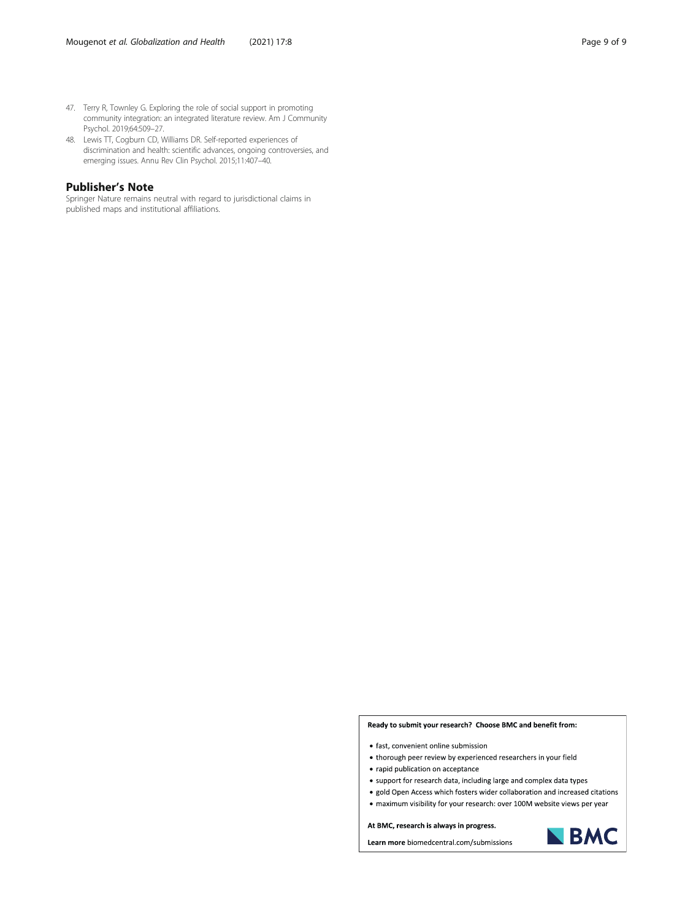47. Terry R, Townley G. Exploring the role of social support in promoting community integration: an integrated literature review. Am J Community Psychol. 2019;64:509–27.
48. Lewis TT, Cogburn CD, Williams DR. Self-reported experiences of discrimination and health: scientific advances, ongoing controversies, and emerging issues. Annu Rev Clin Psychol. 2015;11:407–40.

## Publisher's Note

Springer Nature remains neutral with regard to jurisdictional claims in published maps and institutional affiliations.

**Ready to submit your research? Choose BMC and benefit from:**

- fast, convenient online submission
- thorough peer review by experienced researchers in your field
- rapid publication on acceptance
- support for research data, including large and complex data types
- gold Open Access which fosters wider collaboration and increased citations
- maximum visibility for your research: over 100M website views per year

**At BMC, research is always in progress.**

**Learn more** biomedcentral.com/submissions

BMC